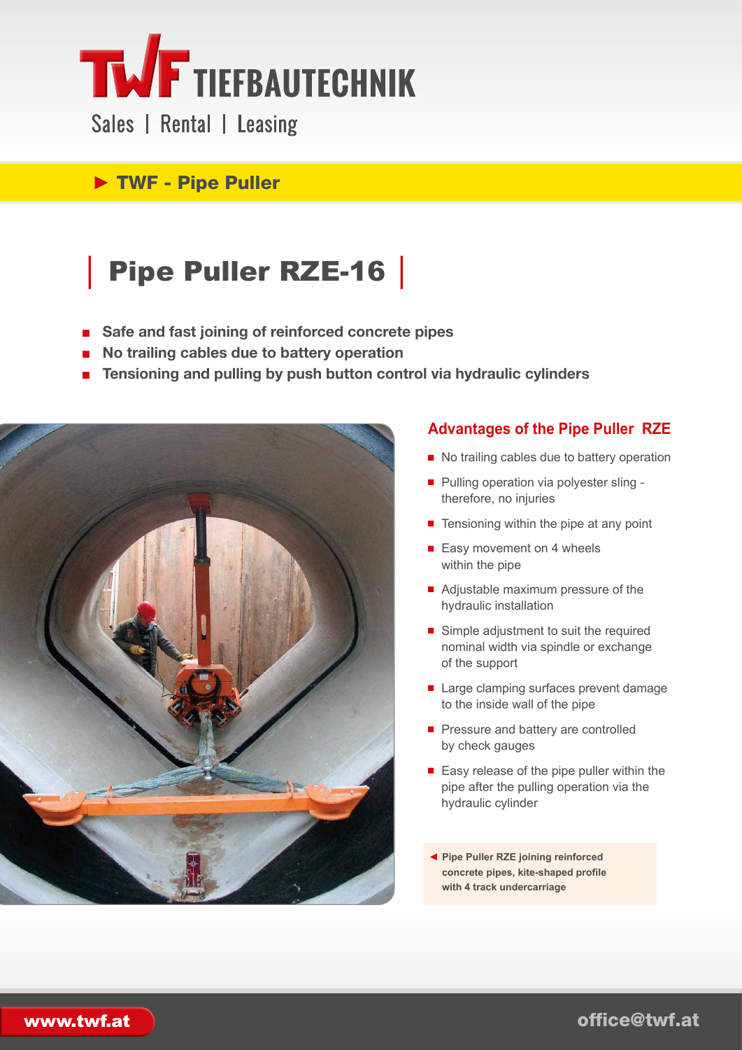TWF TIEFBAUTECHNIK

Sales | Rental | Leasing

▶ **TWF - Pipe Puller**

# Pipe Puller RZE-16

- **Safe and fast joining of reinforced concrete pipes**
- **No trailing cables due to battery operation**
- **Tensioning and pulling by push button control via hydraulic cylinders**

## Advantages of the Pipe Puller RZE

- No trailing cables due to battery operation
- Pulling operation via polyester sling - therefore, no injuries
- Tensioning within the pipe at any point
- Easy movement on 4 wheels within the pipe
- Adjustable maximum pressure of the hydraulic installation
- Simple adjustment to suit the required nominal width via spindle or exchange of the support
- Large clamping surfaces prevent damage to the inside wall of the pipe
- Pressure and battery are controlled by check gauges
- Easy release of the pipe puller within the pipe after the pulling operation via the hydraulic cylinder

◀ **Pipe Puller RZE joining reinforced concrete pipes, kite-shaped profile with 4 track undercarriage**

www.twf.at

office@twf.at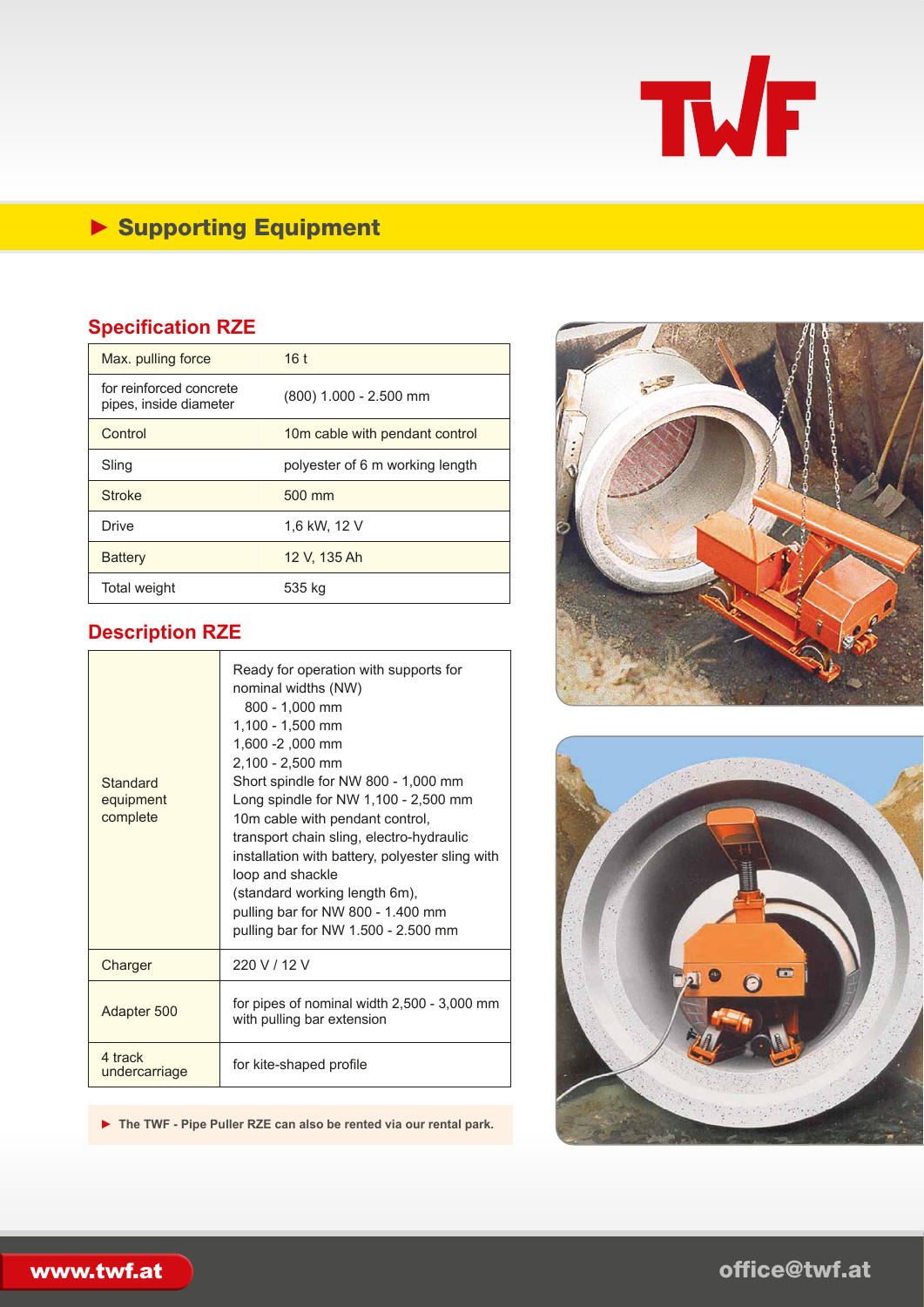## ► Supporting Equipment

### Specification RZE

| | |
|---|---|
| Max. pulling force | 16 t |
| for reinforced concrete pipes, inside diameter | (800) 1.000 - 2.500 mm |
| Control | 10m cable with pendant control |
| Sling | polyester of 6 m working length |
| Stroke | 500 mm |
| Drive | 1,6 kW, 12 V |
| Battery | 12 V, 135 Ah |
| Total weight | 535 kg |

### Description RZE

| | |
|---|---|
| Standard equipment complete | Ready for operation with supports for nominal widths (NW)<br>800 - 1,000 mm<br>1,100 - 1,500 mm<br>1,600 -2 ,000 mm<br>2,100 - 2,500 mm<br>Short spindle for NW 800 - 1,000 mm<br>Long spindle for NW 1,100 - 2,500 mm<br>10m cable with pendant control,<br>transport chain sling, electro-hydraulic installation with battery, polyester sling with loop and shackle<br>(standard working length 6m),<br>pulling bar for NW 800 - 1.400 mm<br>pulling bar for NW 1.500 - 2.500 mm |
| Charger | 220 V / 12 V |
| Adapter 500 | for pipes of nominal width 2,500 - 3,000 mm with pulling bar extension |
| 4 track undercarriage | for kite-shaped profile |

► **The TWF - Pipe Puller RZE can also be rented via our rental park.**